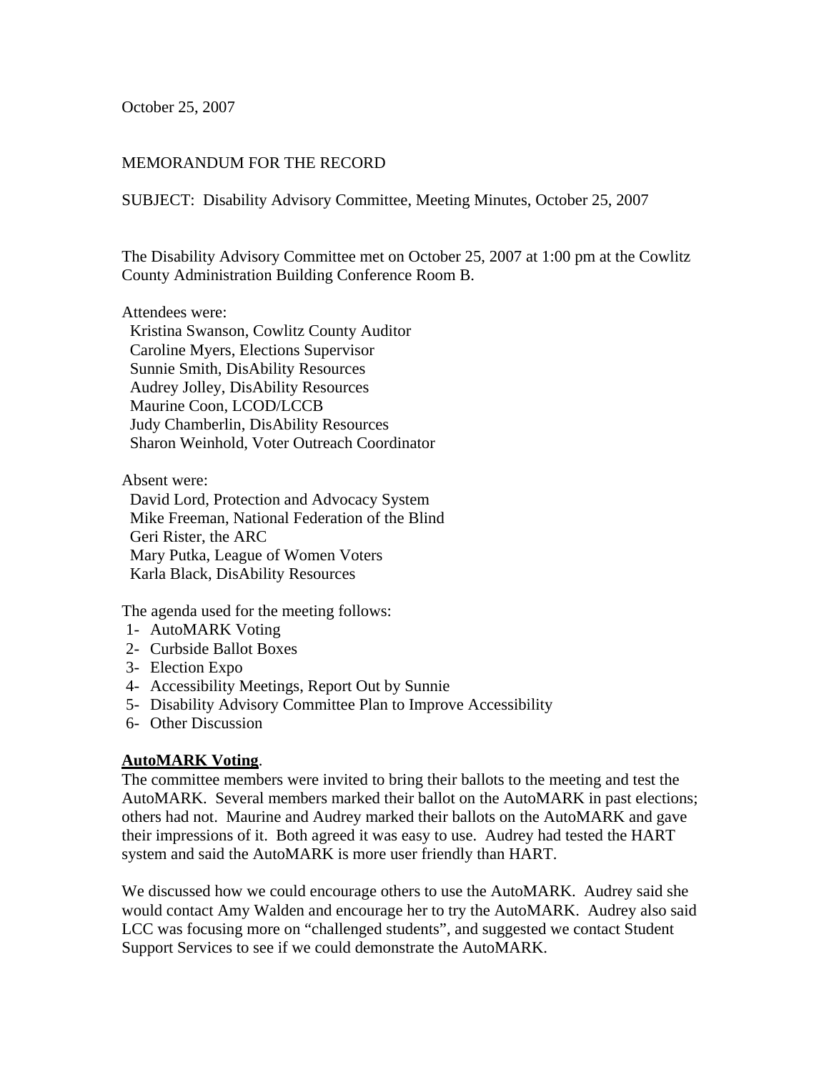October 25, 2007

MEMORANDUM FOR THE RECORD

SUBJECT: Disability Advisory Committee, Meeting Minutes, October 25, 2007

The Disability Advisory Committee met on October 25, 2007 at 1:00 pm at the Cowlitz County Administration Building Conference Room B.

Attendees were:
- Kristina Swanson, Cowlitz County Auditor
- Caroline Myers, Elections Supervisor
- Sunnie Smith, DisAbility Resources
- Audrey Jolley, DisAbility Resources
- Maurine Coon, LCOD/LCCB
- Judy Chamberlin, DisAbility Resources
- Sharon Weinhold, Voter Outreach Coordinator

Absent were:
- David Lord, Protection and Advocacy System
- Mike Freeman, National Federation of the Blind
- Geri Rister, the ARC
- Mary Putka, League of Women Voters
- Karla Black, DisAbility Resources

The agenda used for the meeting follows:
1. AutoMARK Voting
2. Curbside Ballot Boxes
3. Election Expo
4. Accessibility Meetings, Report Out by Sunnie
5. Disability Advisory Committee Plan to Improve Accessibility
6. Other Discussion

**AutoMARK Voting**.
The committee members were invited to bring their ballots to the meeting and test the AutoMARK. Several members marked their ballot on the AutoMARK in past elections; others had not. Maurine and Audrey marked their ballots on the AutoMARK and gave their impressions of it. Both agreed it was easy to use. Audrey had tested the HART system and said the AutoMARK is more user friendly than HART.

We discussed how we could encourage others to use the AutoMARK. Audrey said she would contact Amy Walden and encourage her to try the AutoMARK. Audrey also said LCC was focusing more on "challenged students", and suggested we contact Student Support Services to see if we could demonstrate the AutoMARK.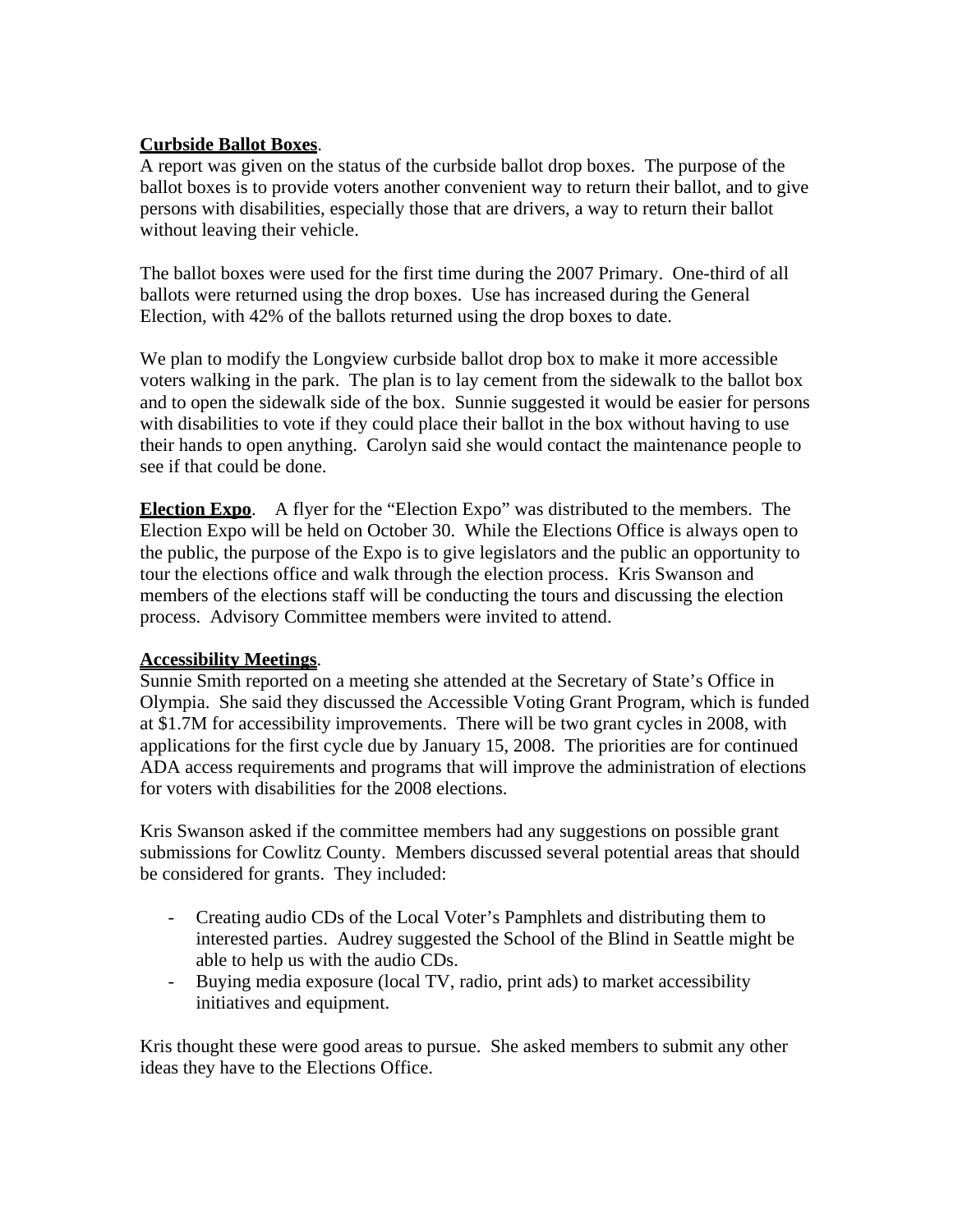**Curbside Ballot Boxes**.
A report was given on the status of the curbside ballot drop boxes. The purpose of the ballot boxes is to provide voters another convenient way to return their ballot, and to give persons with disabilities, especially those that are drivers, a way to return their ballot without leaving their vehicle.

The ballot boxes were used for the first time during the 2007 Primary. One-third of all ballots were returned using the drop boxes. Use has increased during the General Election, with 42% of the ballots returned using the drop boxes to date.

We plan to modify the Longview curbside ballot drop box to make it more accessible voters walking in the park. The plan is to lay cement from the sidewalk to the ballot box and to open the sidewalk side of the box. Sunnie suggested it would be easier for persons with disabilities to vote if they could place their ballot in the box without having to use their hands to open anything. Carolyn said she would contact the maintenance people to see if that could be done.

**Election Expo**. A flyer for the "Election Expo" was distributed to the members. The Election Expo will be held on October 30. While the Elections Office is always open to the public, the purpose of the Expo is to give legislators and the public an opportunity to tour the elections office and walk through the election process. Kris Swanson and members of the elections staff will be conducting the tours and discussing the election process. Advisory Committee members were invited to attend.

**Accessibility Meetings**.
Sunnie Smith reported on a meeting she attended at the Secretary of State's Office in Olympia. She said they discussed the Accessible Voting Grant Program, which is funded at $1.7M for accessibility improvements. There will be two grant cycles in 2008, with applications for the first cycle due by January 15, 2008. The priorities are for continued ADA access requirements and programs that will improve the administration of elections for voters with disabilities for the 2008 elections.

Kris Swanson asked if the committee members had any suggestions on possible grant submissions for Cowlitz County. Members discussed several potential areas that should be considered for grants. They included:

- Creating audio CDs of the Local Voter's Pamphlets and distributing them to interested parties. Audrey suggested the School of the Blind in Seattle might be able to help us with the audio CDs.
- Buying media exposure (local TV, radio, print ads) to market accessibility initiatives and equipment.

Kris thought these were good areas to pursue. She asked members to submit any other ideas they have to the Elections Office.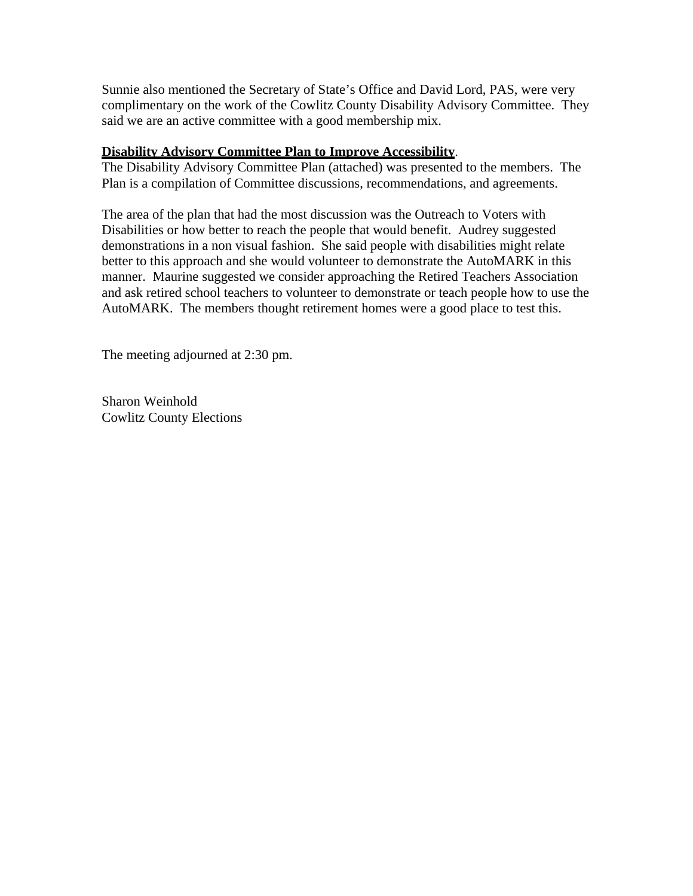Sunnie also mentioned the Secretary of State's Office and David Lord, PAS, were very complimentary on the work of the Cowlitz County Disability Advisory Committee. They said we are an active committee with a good membership mix.

**Disability Advisory Committee Plan to Improve Accessibility**.
The Disability Advisory Committee Plan (attached) was presented to the members. The Plan is a compilation of Committee discussions, recommendations, and agreements.

The area of the plan that had the most discussion was the Outreach to Voters with Disabilities or how better to reach the people that would benefit. Audrey suggested demonstrations in a non visual fashion. She said people with disabilities might relate better to this approach and she would volunteer to demonstrate the AutoMARK in this manner. Maurine suggested we consider approaching the Retired Teachers Association and ask retired school teachers to volunteer to demonstrate or teach people how to use the AutoMARK. The members thought retirement homes were a good place to test this.

The meeting adjourned at 2:30 pm.

Sharon Weinhold
Cowlitz County Elections